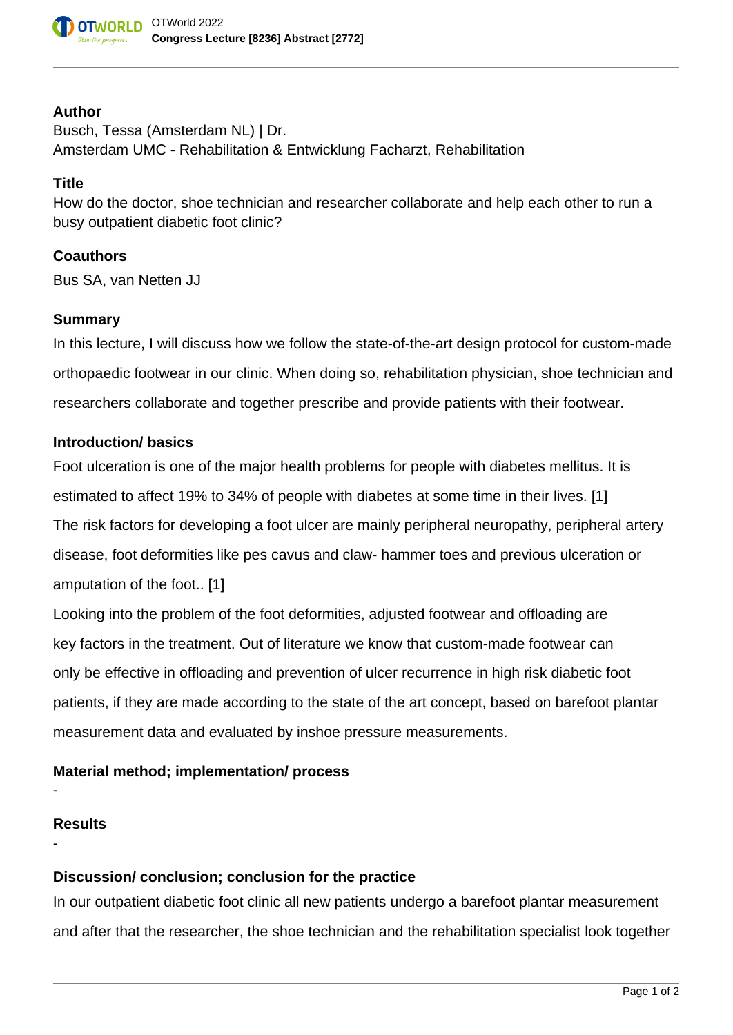## Author

Busch, Tessa (Amsterdam NL) | Dr.
Amsterdam UMC - Rehabilitation & Entwicklung Facharzt, Rehabilitation

## Title

How do the doctor, shoe technician and researcher collaborate and help each other to run a busy outpatient diabetic foot clinic?

## Coauthors

Bus SA, van Netten JJ

## Summary

In this lecture, I will discuss how we follow the state-of-the-art design protocol for custom-made orthopaedic footwear in our clinic. When doing so, rehabilitation physician, shoe technician and researchers collaborate and together prescribe and provide patients with their footwear.

## Introduction/ basics

Foot ulceration is one of the major health problems for people with diabetes mellitus. It is estimated to affect 19% to 34% of people with diabetes at some time in their lives. [1]
The risk factors for developing a foot ulcer are mainly peripheral neuropathy, peripheral artery disease, foot deformities like pes cavus and claw- hammer toes and previous ulceration or amputation of the foot.. [1]
Looking into the problem of the foot deformities, adjusted footwear and offloading are key factors in the treatment. Out of literature we know that custom-made footwear can only be effective in offloading and prevention of ulcer recurrence in high risk diabetic foot patients, if they are made according to the state of the art concept, based on barefoot plantar measurement data and evaluated by inshoe pressure measurements.

## Material method; implementation/ process

-

## Results

-

## Discussion/ conclusion; conclusion for the practice

In our outpatient diabetic foot clinic all new patients undergo a barefoot plantar measurement and after that the researcher, the shoe technician and the rehabilitation specialist look together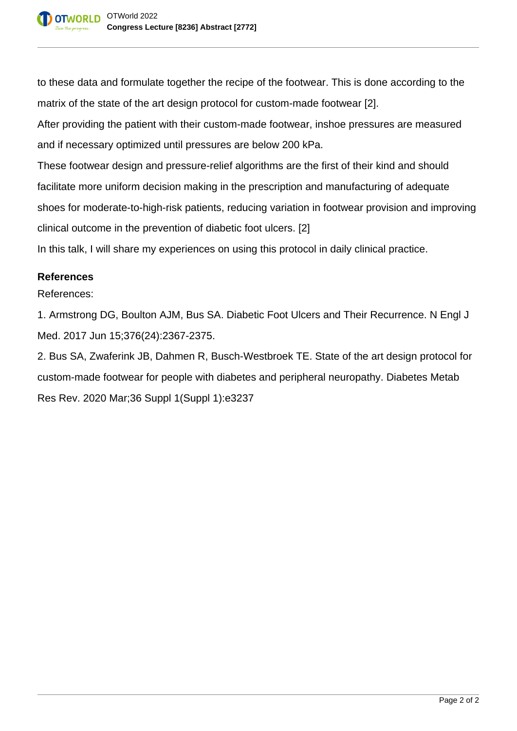to these data and formulate together the recipe of the footwear. This is done according to the matrix of the state of the art design protocol for custom-made footwear [2].

After providing the patient with their custom-made footwear, inshoe pressures are measured and if necessary optimized until pressures are below 200 kPa.

These footwear design and pressure-relief algorithms are the first of their kind and should facilitate more uniform decision making in the prescription and manufacturing of adequate shoes for moderate-to-high-risk patients, reducing variation in footwear provision and improving clinical outcome in the prevention of diabetic foot ulcers. [2]

In this talk, I will share my experiences on using this protocol in daily clinical practice.

## References

References:

1. Armstrong DG, Boulton AJM, Bus SA. Diabetic Foot Ulcers and Their Recurrence. N Engl J Med. 2017 Jun 15;376(24):2367-2375.

2. Bus SA, Zwaferink JB, Dahmen R, Busch-Westbroek TE. State of the art design protocol for custom-made footwear for people with diabetes and peripheral neuropathy. Diabetes Metab Res Rev. 2020 Mar;36 Suppl 1(Suppl 1):e3237